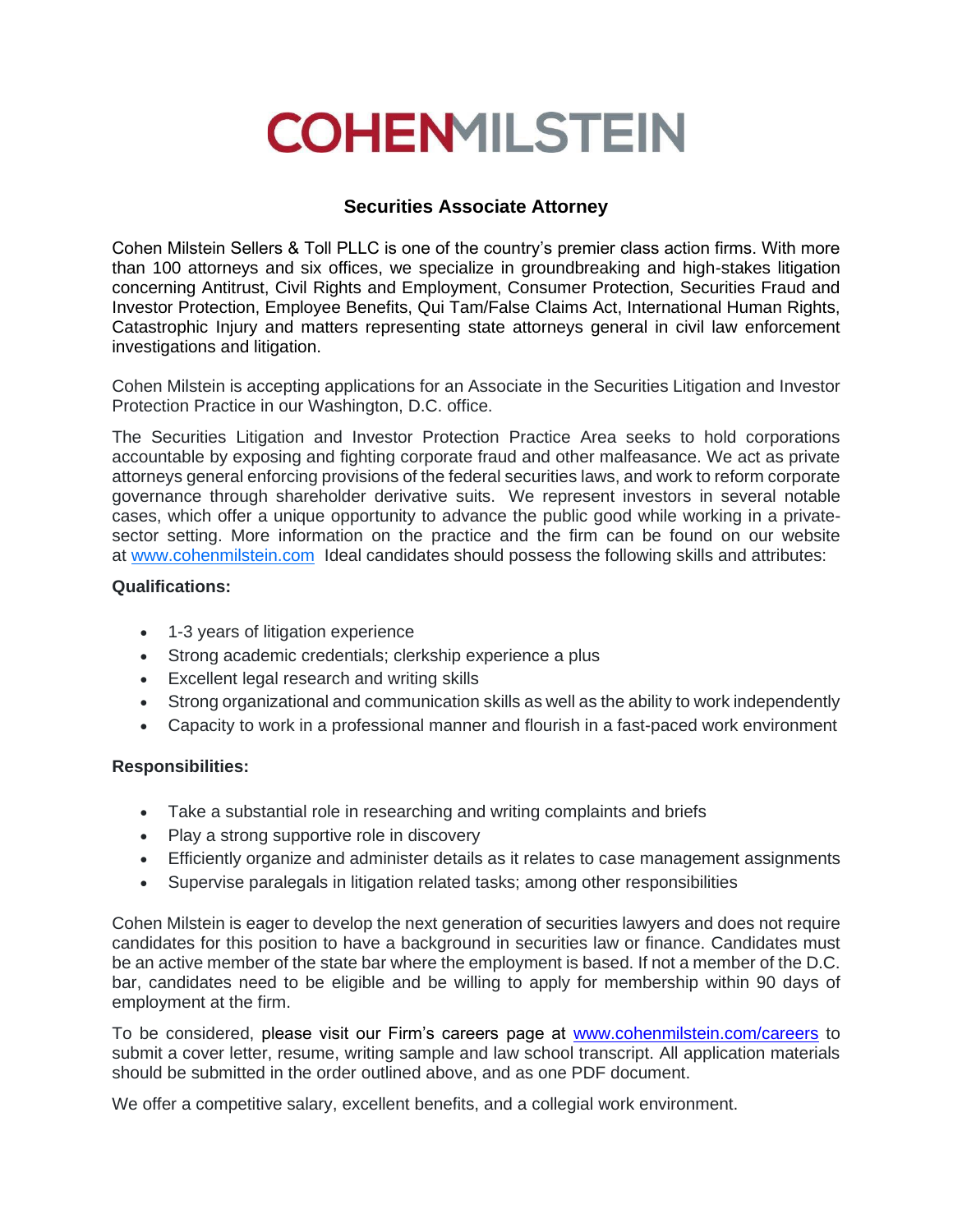# COHENMILSTEIN

## Securities Associate Attorney

Cohen Milstein Sellers & Toll PLLC is one of the country's premier class action firms. With more than 100 attorneys and six offices, we specialize in groundbreaking and high-stakes litigation concerning Antitrust, Civil Rights and Employment, Consumer Protection, Securities Fraud and Investor Protection, Employee Benefits, Qui Tam/False Claims Act, International Human Rights, Catastrophic Injury and matters representing state attorneys general in civil law enforcement investigations and litigation.

Cohen Milstein is accepting applications for an Associate in the Securities Litigation and Investor Protection Practice in our Washington, D.C. office.

The Securities Litigation and Investor Protection Practice Area seeks to hold corporations accountable by exposing and fighting corporate fraud and other malfeasance. We act as private attorneys general enforcing provisions of the federal securities laws, and work to reform corporate governance through shareholder derivative suits. We represent investors in several notable cases, which offer a unique opportunity to advance the public good while working in a private-sector setting. More information on the practice and the firm can be found on our website at www.cohenmilstein.com Ideal candidates should possess the following skills and attributes:

**Qualifications:**

- 1-3 years of litigation experience
- Strong academic credentials; clerkship experience a plus
- Excellent legal research and writing skills
- Strong organizational and communication skills as well as the ability to work independently
- Capacity to work in a professional manner and flourish in a fast-paced work environment

**Responsibilities:**

- Take a substantial role in researching and writing complaints and briefs
- Play a strong supportive role in discovery
- Efficiently organize and administer details as it relates to case management assignments
- Supervise paralegals in litigation related tasks; among other responsibilities

Cohen Milstein is eager to develop the next generation of securities lawyers and does not require candidates for this position to have a background in securities law or finance. Candidates must be an active member of the state bar where the employment is based. If not a member of the D.C. bar, candidates need to be eligible and be willing to apply for membership within 90 days of employment at the firm.

To be considered, please visit our Firm's careers page at www.cohenmilstein.com/careers to submit a cover letter, resume, writing sample and law school transcript. All application materials should be submitted in the order outlined above, and as one PDF document.

We offer a competitive salary, excellent benefits, and a collegial work environment.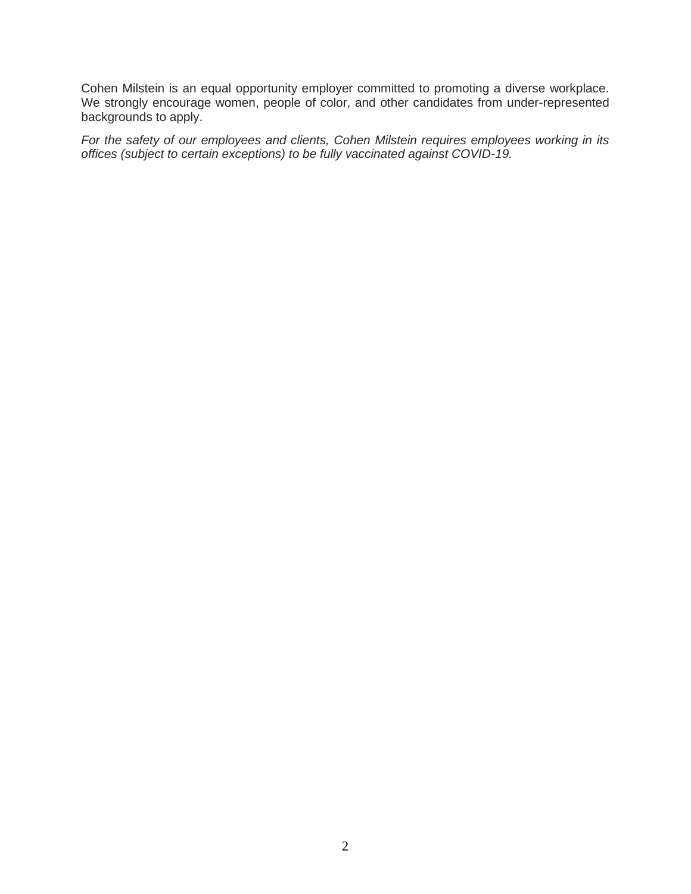Cohen Milstein is an equal opportunity employer committed to promoting a diverse workplace. We strongly encourage women, people of color, and other candidates from under-represented backgrounds to apply.

*For the safety of our employees and clients, Cohen Milstein requires employees working in its offices (subject to certain exceptions) to be fully vaccinated against COVID-19.*